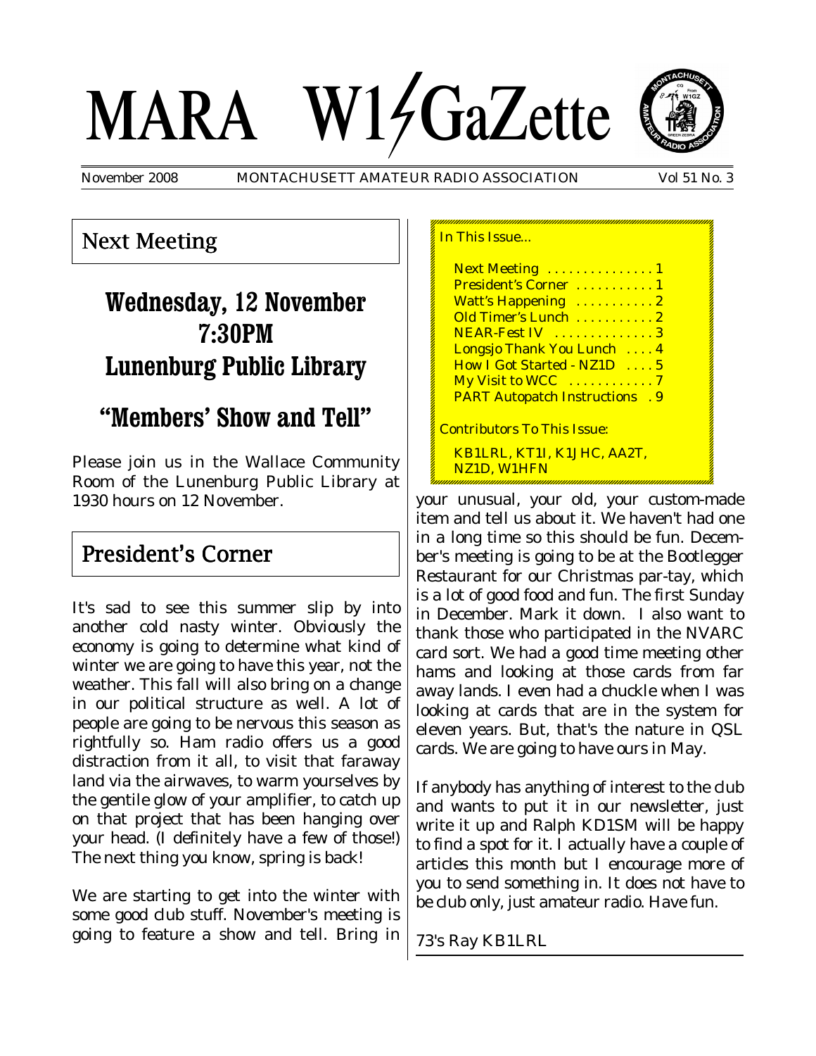# MARA W1GaZette

November 2008 MONTACHUSETT AMATEUR RADIO ASSOCIATION Vol 51 No. 3

## Next Meeting

## Wednesday, 12 November 7:30PM Lunenburg Public Library

## "Members' Show and Tell"

Please join us in the Wallace Community Room of the Lunenburg Public Library at 1930 hours on 12 November.

## President's Corner

It's sad to see this summer slip by into another cold nasty winter. Obviously the economy is going to determine what kind of winter we are going to have this year, not the weather. This fall will also bring on a change in our political structure as well. A lot of people are going to be nervous this season as rightfully so. Ham radio offers us a good distraction from it all, to visit that faraway land via the airwaves, to warm yourselves by the gentile glow of your amplifier, to catch up on that project that has been hanging over your head. (I definitely have a few of those!) The next thing you know, spring is back!

We are starting to get into the winter with some good club stuff. November's meeting is going to feature a show and tell. Bring in your unusual, your old, your custom-made item and tell us about it. We haven't had one in a long time so this should be fun. December's meeting is going to be at the Bootlegger Restaurant for our Christmas par-tay, which is a lot of good food and fun. The first Sunday in December. Mark it down. I also want to thank those who participated in the NVARC card sort. We had a good time meeting other hams and looking at those cards from far away lands. I even had a chuckle when I was looking at cards that are in the system for eleven years. But, that's the nature in QSL cards. We are going to have ours in May.

If anybody has anything of interest to the club and wants to put it in our newsletter, just write it up and Ralph KD1SM will be happy to find a spot for it. I actually have a couple of articles this month but I encourage more of you to send something in. It does not have to be club only, just amateur radio. Have fun.

73's Ray KB1LRL

---

**In This Issue...**

- Next Meeting . . . . . . . . . . . . . . 1
- President's Corner . . . . . . . . . . . 1
- Watt's Happening . . . . . . . . . . . 2
- Old Timer's Lunch . . . . . . . . . . . 2
- NEAR-Fest IV . . . . . . . . . . . . . . 3
- Longsjo Thank You Lunch . . . . 4
- How I Got Started - NZ1D . . . . 5
- My Visit to WCC . . . . . . . . . . . . 7
- PART Autopatch Instructions . 9

**Contributors To This Issue:**

KB1LRL, KT1I, K1JHC, AA2T, NZ1D, W1HFN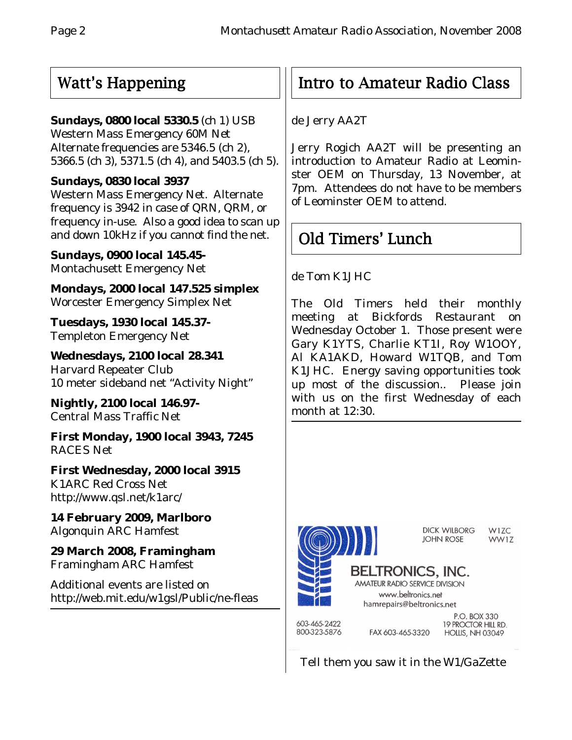## Watt's Happening

**Sundays, 0800 local 5330.5** (ch 1) USB
Western Mass Emergency 60M Net
Alternate frequencies are 5346.5 (ch 2), 5366.5 (ch 3), 5371.5 (ch 4), and 5403.5 (ch 5).

**Sundays, 0830 local 3937**
Western Mass Emergency Net. Alternate frequency is 3942 in case of QRN, QRM, or frequency in-use. Also a good idea to scan up and down 10kHz if you cannot find the net.

**Sundays, 0900 local 145.45-**
Montachusett Emergency Net

**Mondays, 2000 local 147.525 simplex**
Worcester Emergency Simplex Net

**Tuesdays, 1930 local 145.37-**
Templeton Emergency Net

**Wednesdays, 2100 local 28.341**
Harvard Repeater Club
10 meter sideband net "Activity Night"

**Nightly, 2100 local 146.97-**
Central Mass Traffic Net

**First Monday, 1900 local 3943, 7245**
RACES Net

**First Wednesday, 2000 local 3915**
K1ARC Red Cross Net
http://www.qsl.net/k1arc/

**14 February 2009, Marlboro**
Algonquin ARC Hamfest

**29 March 2008, Framingham**
Framingham ARC Hamfest

Additional events are listed on
http://web.mit.edu/w1gsl/Public/ne-fleas

## Intro to Amateur Radio Class

de Jerry AA2T

Jerry Rogich AA2T will be presenting an introduction to Amateur Radio at Leominster OEM on Thursday, 13 November, at 7pm. Attendees do not have to be members of Leominster OEM to attend.

## Old Timers' Lunch

de Tom K1JHC

The Old Timers held their monthly meeting at Bickfords Restaurant on Wednesday October 1. Those present were Gary K1YTS, Charlie KT1I, Roy W1OOY, Al KA1AKD, Howard W1TQB, and Tom K1JHC. Energy saving opportunities took up most of the discussion.. Please join with us on the first Wednesday of each month at 12:30.

DICK WILBORG W1ZC
JOHN ROSE WW1Z

**BELTRONICS, INC.**
AMATEUR RADIO SERVICE DIVISION
www.beltronics.net
hamrepairs@beltronics.net

603-465-2422
800-323-5876
FAX 603-465-3320
P.O. BOX 330
19 PROCTOR HILL RD.
HOLLIS, NH 03049

Tell them you saw it in the W1/GaZette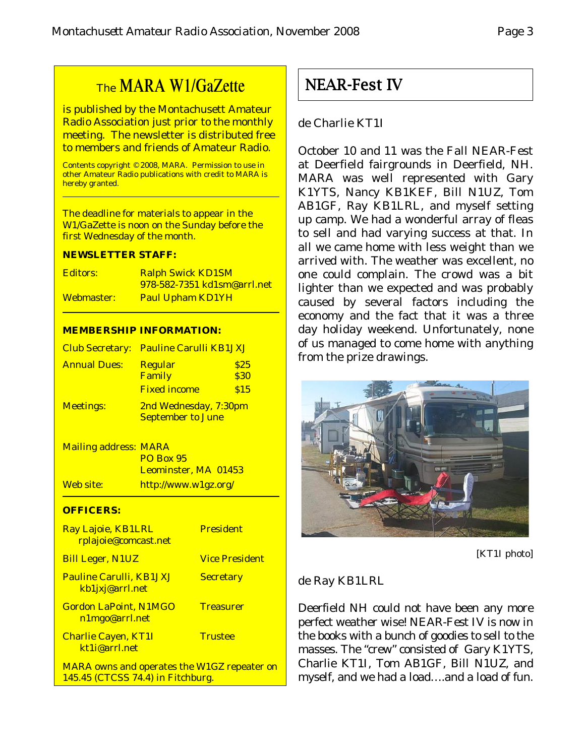# The MARA W1/GaZette

is published by the Montachusett Amateur Radio Association just prior to the monthly meeting. The newsletter is distributed free to members and friends of Amateur Radio.

Contents copyright © 2008, MARA. Permission to use in other Amateur Radio publications with credit to MARA is hereby granted.

The deadline for materials to appear in the W1/GaZette is noon on the Sunday before the first Wednesday of the month.

**NEWSLETTER STAFF:**

| | |
|---|---|
| Editors: | Ralph Swick KD1SM 978-582-7351 kd1sm@arrl.net |
| Webmaster: | Paul Upham KD1YH |

**MEMBERSHIP INFORMATION:**

| | | |
|---|---|---|
| Club Secretary: | Pauline Carulli KB1JXJ | |
| Annual Dues: | Regular | $25 |
| | Family | $30 |
| | Fixed income | $15 |
| Meetings: | 2nd Wednesday, 7:30pm September to June | |

Mailing address: MARA
PO Box 95
Leominster, MA 01453

Web site: http://www.w1gz.org/

**OFFICERS:**

| | |
|---|---|
| Ray Lajoie, KB1LRL rplajoie@comcast.net | President |
| Bill Leger, N1UZ | Vice President |
| Pauline Carulli, KB1JXJ kb1jxj@arrl.net | Secretary |
| Gordon LaPoint, N1MGO n1mgo@arrl.net | Treasurer |
| Charlie Cayen, KT1I kt1i@arrl.net | Trustee |

MARA owns and operates the W1GZ repeater on 145.45 (CTCSS 74.4) in Fitchburg.

## NEAR-Fest IV

de Charlie KT1I

October 10 and 11 was the Fall NEAR-Fest at Deerfield fairgrounds in Deerfield, NH. MARA was well represented with Gary K1YTS, Nancy KB1KEF, Bill N1UZ, Tom AB1GF, Ray KB1LRL, and myself setting up camp. We had a wonderful array of fleas to sell and had varying success at that. In all we came home with less weight than we arrived with. The weather was excellent, no one could complain. The crowd was a bit lighter than we expected and was probably caused by several factors including the economy and the fact that it was a three day holiday weekend. Unfortunately, none of us managed to come home with anything from the prize drawings.

[KT1I photo]

de Ray KB1LRL

Deerfield NH could not have been any more perfect weather wise! NEAR-Fest IV is now in the books with a bunch of goodies to sell to the masses. The "crew" consisted of Gary K1YTS, Charlie KT1I, Tom AB1GF, Bill N1UZ, and myself, and we had a load….and a load of fun.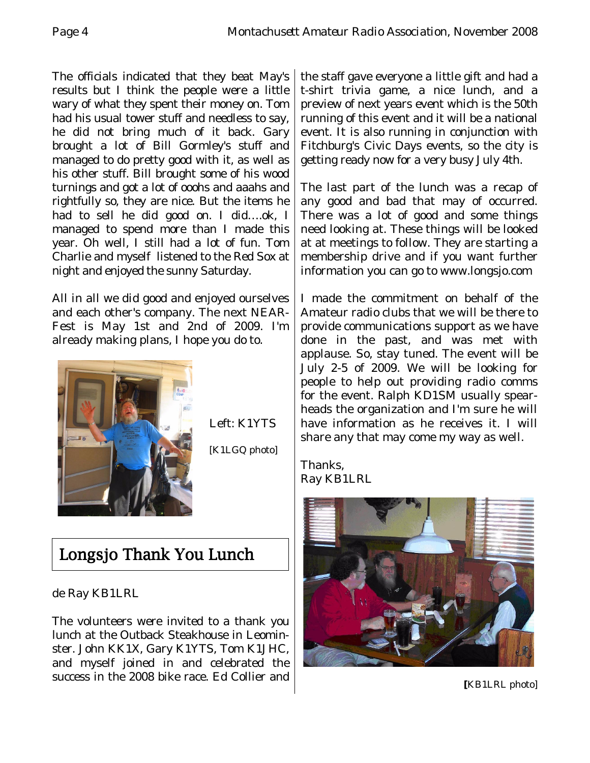The officials indicated that they beat May's results but I think the people were a little wary of what they spent their money on. Tom had his usual tower stuff and needless to say, he did not bring much of it back. Gary brought a lot of Bill Gormley's stuff and managed to do pretty good with it, as well as his other stuff. Bill brought some of his wood turnings and got a lot of ooohs and aaahs and rightfully so, they are nice. But the items he had to sell he did good on. I did....ok, I managed to spend more than I made this year. Oh well, I still had a lot of fun. Tom Charlie and myself listened to the Red Sox at night and enjoyed the sunny Saturday.

All in all we did good and enjoyed ourselves and each other's company. The next NEAR-Fest is May 1st and 2nd of 2009. I'm already making plans, I hope you do to.

Left: K1YTS

[K1LGQ photo]

## Longsjo Thank You Lunch

de Ray KB1LRL

The volunteers were invited to a thank you lunch at the Outback Steakhouse in Leominster. John KK1X, Gary K1YTS, Tom K1JHC, and myself joined in and celebrated the success in the 2008 bike race. Ed Collier and the staff gave everyone a little gift and had a t-shirt trivia game, a nice lunch, and a preview of next years event which is the 50th running of this event and it will be a national event. It is also running in conjunction with Fitchburg's Civic Days events, so the city is getting ready now for a very busy July 4th.

The last part of the lunch was a recap of any good and bad that may of occurred. There was a lot of good and some things need looking at. These things will be looked at at meetings to follow. They are starting a membership drive and if you want further information you can go to www.longsjo.com

I made the commitment on behalf of the Amateur radio clubs that we will be there to provide communications support as we have done in the past, and was met with applause. So, stay tuned. The event will be July 2-5 of 2009. We will be looking for people to help out providing radio comms for the event. Ralph KD1SM usually spear-heads the organization and I'm sure he will have information as he receives it. I will share any that may come my way as well.

Thanks,
Ray KB1LRL

[KB1LRL photo]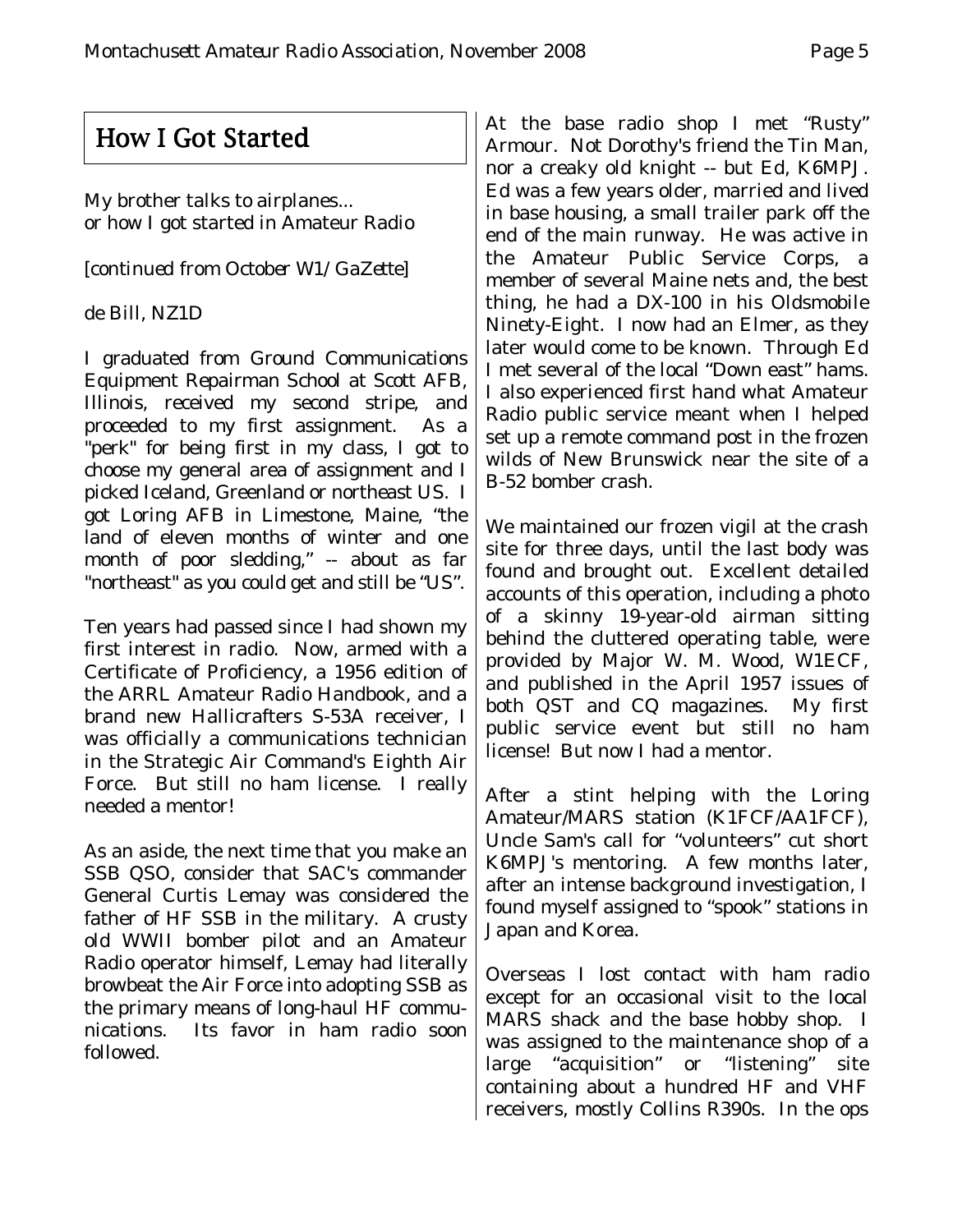## How I Got Started

My brother talks to airplanes...
or how I got started in Amateur Radio

[continued from October W1/GaZette]

de Bill, NZ1D

I graduated from Ground Communications Equipment Repairman School at Scott AFB, Illinois, received my second stripe, and proceeded to my first assignment. As a "perk" for being first in my class, I got to choose my general area of assignment and I picked Iceland, Greenland or northeast US. I got Loring AFB in Limestone, Maine, "the land of eleven months of winter and one month of poor sledding," -- about as far "northeast" as you could get and still be "US".

Ten years had passed since I had shown my first interest in radio. Now, armed with a Certificate of Proficiency, a 1956 edition of the ARRL Amateur Radio Handbook, and a brand new Hallicrafters S-53A receiver, I was officially a communications technician in the Strategic Air Command's Eighth Air Force. But still no ham license. I really needed a mentor!

As an aside, the next time that you make an SSB QSO, consider that SAC's commander General Curtis Lemay was considered the father of HF SSB in the military. A crusty old WWII bomber pilot and an Amateur Radio operator himself, Lemay had literally browbeat the Air Force into adopting SSB as the primary means of long-haul HF communications. Its favor in ham radio soon followed.

At the base radio shop I met "Rusty" Armour. Not Dorothy's friend the Tin Man, nor a creaky old knight -- but Ed, K6MPJ. Ed was a few years older, married and lived in base housing, a small trailer park off the end of the main runway. He was active in the Amateur Public Service Corps, a member of several Maine nets and, the best thing, he had a DX-100 in his Oldsmobile Ninety-Eight. I now had an Elmer, as they later would come to be known. Through Ed I met several of the local "Down east" hams. I also experienced first hand what Amateur Radio public service meant when I helped set up a remote command post in the frozen wilds of New Brunswick near the site of a B-52 bomber crash.

We maintained our frozen vigil at the crash site for three days, until the last body was found and brought out. Excellent detailed accounts of this operation, including a photo of a skinny 19-year-old airman sitting behind the cluttered operating table, were provided by Major W. M. Wood, W1ECF, and published in the April 1957 issues of both QST and CQ magazines. My first public service event but still no ham license! But now I had a mentor.

After a stint helping with the Loring Amateur/MARS station (K1FCF/AA1FCF), Uncle Sam's call for "volunteers" cut short K6MPJ's mentoring. A few months later, after an intense background investigation, I found myself assigned to "spook" stations in Japan and Korea.

Overseas I lost contact with ham radio except for an occasional visit to the local MARS shack and the base hobby shop. I was assigned to the maintenance shop of a large "acquisition" or "listening" site containing about a hundred HF and VHF receivers, mostly Collins R390s. In the ops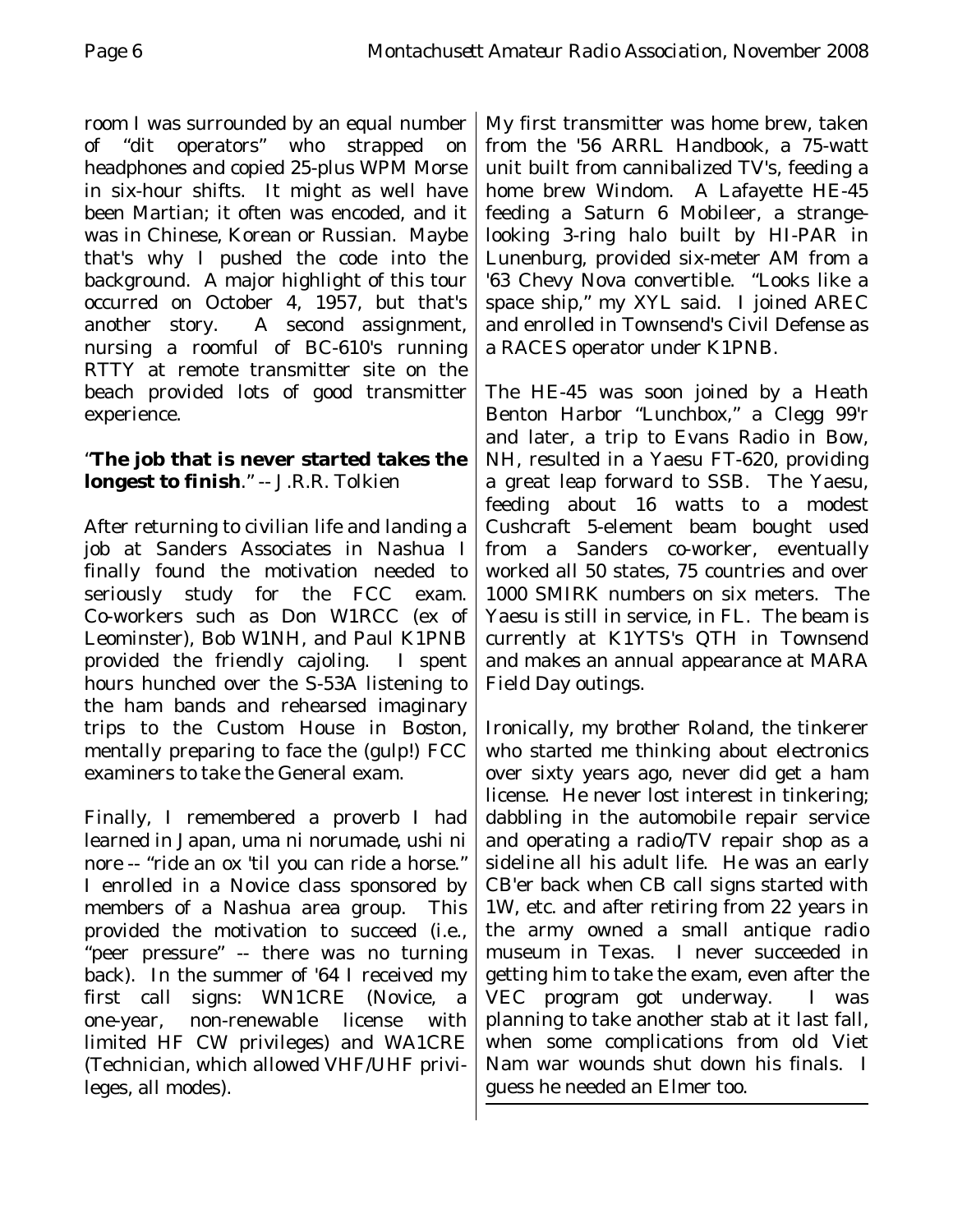room I was surrounded by an equal number of "dit operators" who strapped on headphones and copied 25-plus WPM Morse in six-hour shifts. It might as well have been Martian; it often was encoded, and it was in Chinese, Korean or Russian. Maybe that's why I pushed the code into the background. A major highlight of this tour occurred on October 4, 1957, but that's another story. A second assignment, nursing a roomful of BC-610's running RTTY at remote transmitter site on the beach provided lots of good transmitter experience.

"**The job that is never started takes the longest to finish**." -- J.R.R. Tolkien

After returning to civilian life and landing a job at Sanders Associates in Nashua I finally found the motivation needed to seriously study for the FCC exam. Co-workers such as Don W1RCC (ex of Leominster), Bob W1NH, and Paul K1PNB provided the friendly cajoling. I spent hours hunched over the S-53A listening to the ham bands and rehearsed imaginary trips to the Custom House in Boston, mentally preparing to face the (gulp!) FCC examiners to take the General exam.

Finally, I remembered a proverb I had learned in Japan, uma ni norumade, ushi ni nore -- "ride an ox 'til you can ride a horse." I enrolled in a Novice class sponsored by members of a Nashua area group. This provided the motivation to succeed (i.e., "peer pressure" -- there was no turning back). In the summer of '64 I received my first call signs: WN1CRE (Novice, a one-year, non-renewable license with limited HF CW privileges) and WA1CRE (Technician, which allowed VHF/UHF privileges, all modes).

My first transmitter was home brew, taken from the '56 ARRL Handbook, a 75-watt unit built from cannibalized TV's, feeding a home brew Windom. A Lafayette HE-45 feeding a Saturn 6 Mobileer, a strange-looking 3-ring halo built by HI-PAR in Lunenburg, provided six-meter AM from a '63 Chevy Nova convertible. "Looks like a space ship," my XYL said. I joined AREC and enrolled in Townsend's Civil Defense as a RACES operator under K1PNB.

The HE-45 was soon joined by a Heath Benton Harbor "Lunchbox," a Clegg 99'r and later, a trip to Evans Radio in Bow, NH, resulted in a Yaesu FT-620, providing a great leap forward to SSB. The Yaesu, feeding about 16 watts to a modest Cushcraft 5-element beam bought used from a Sanders co-worker, eventually worked all 50 states, 75 countries and over 1000 SMIRK numbers on six meters. The Yaesu is still in service, in FL. The beam is currently at K1YTS's QTH in Townsend and makes an annual appearance at MARA Field Day outings.

Ironically, my brother Roland, the tinkerer who started me thinking about electronics over sixty years ago, never did get a ham license. He never lost interest in tinkering; dabbling in the automobile repair service and operating a radio/TV repair shop as a sideline all his adult life. He was an early CB'er back when CB call signs started with 1W, etc. and after retiring from 22 years in the army owned a small antique radio museum in Texas. I never succeeded in getting him to take the exam, even after the VEC program got underway. I was planning to take another stab at it last fall, when some complications from old Viet Nam war wounds shut down his finals. I guess he needed an Elmer too.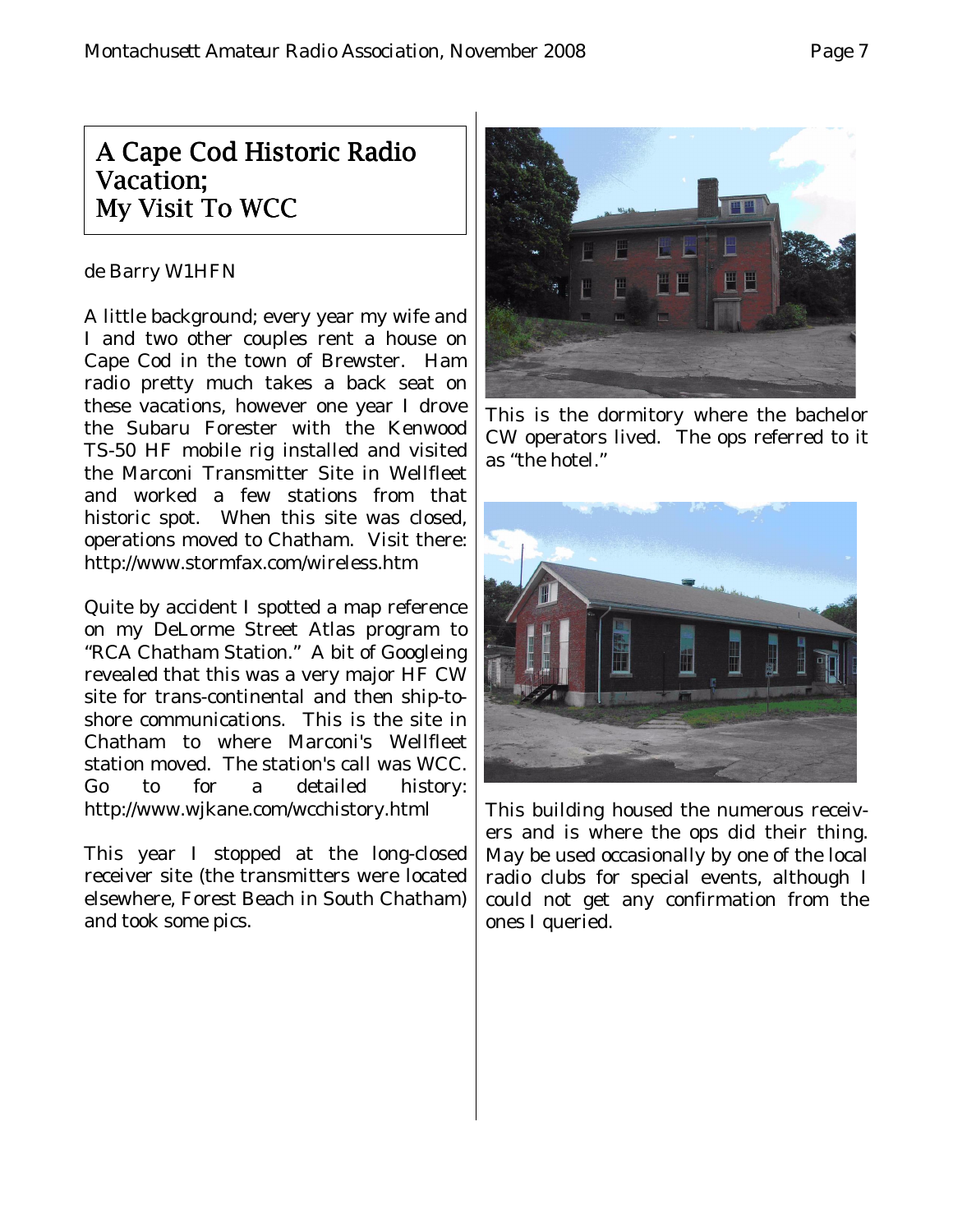# A Cape Cod Historic Radio Vacation; My Visit To WCC

de Barry W1HFN

A little background; every year my wife and I and two other couples rent a house on Cape Cod in the town of Brewster. Ham radio pretty much takes a back seat on these vacations, however one year I drove the Subaru Forester with the Kenwood TS-50 HF mobile rig installed and visited the Marconi Transmitter Site in Wellfleet and worked a few stations from that historic spot. When this site was closed, operations moved to Chatham. Visit there: http://www.stormfax.com/wireless.htm

Quite by accident I spotted a map reference on my DeLorme Street Atlas program to "RCA Chatham Station." A bit of Googleing revealed that this was a very major HF CW site for trans-continental and then ship-to-shore communications. This is the site in Chatham to where Marconi's Wellfleet station moved. The station's call was WCC. Go to for a detailed history: http://www.wjkane.com/wcchistory.html

This year I stopped at the long-closed receiver site (the transmitters were located elsewhere, Forest Beach in South Chatham) and took some pics.

This is the dormitory where the bachelor CW operators lived. The ops referred to it as "the hotel."

This building housed the numerous receivers and is where the ops did their thing. May be used occasionally by one of the local radio clubs for special events, although I could not get any confirmation from the ones I queried.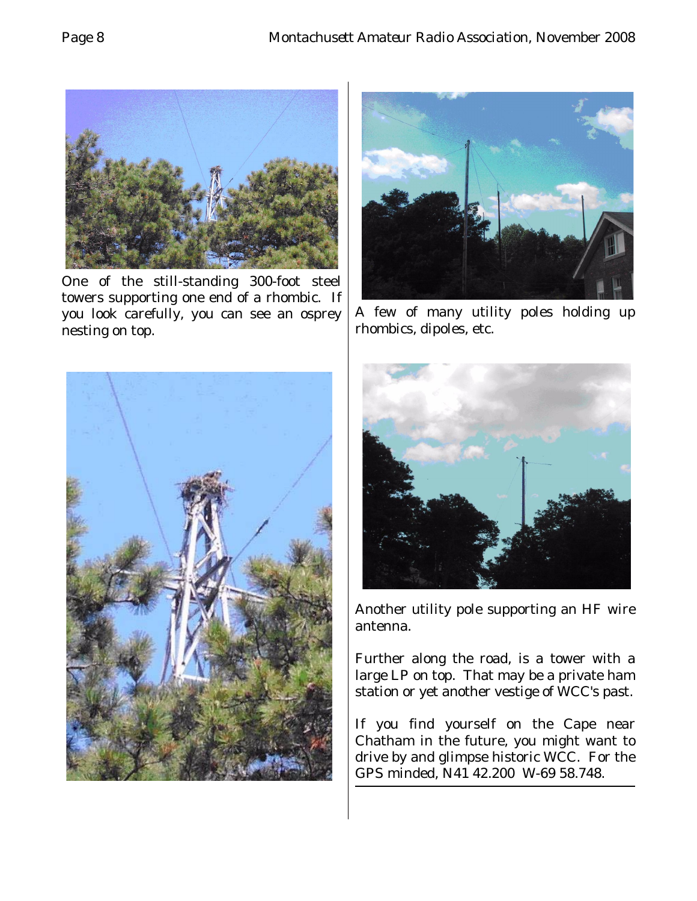One of the still-standing 300-foot steel towers supporting one end of a rhombic. If you look carefully, you can see an osprey nesting on top.

A few of many utility poles holding up rhombics, dipoles, etc.

Another utility pole supporting an HF wire antenna.

Further along the road, is a tower with a large LP on top. That may be a private ham station or yet another vestige of WCC's past.

If you find yourself on the Cape near Chatham in the future, you might want to drive by and glimpse historic WCC. For the GPS minded, N41 42.200 W-69 58.748.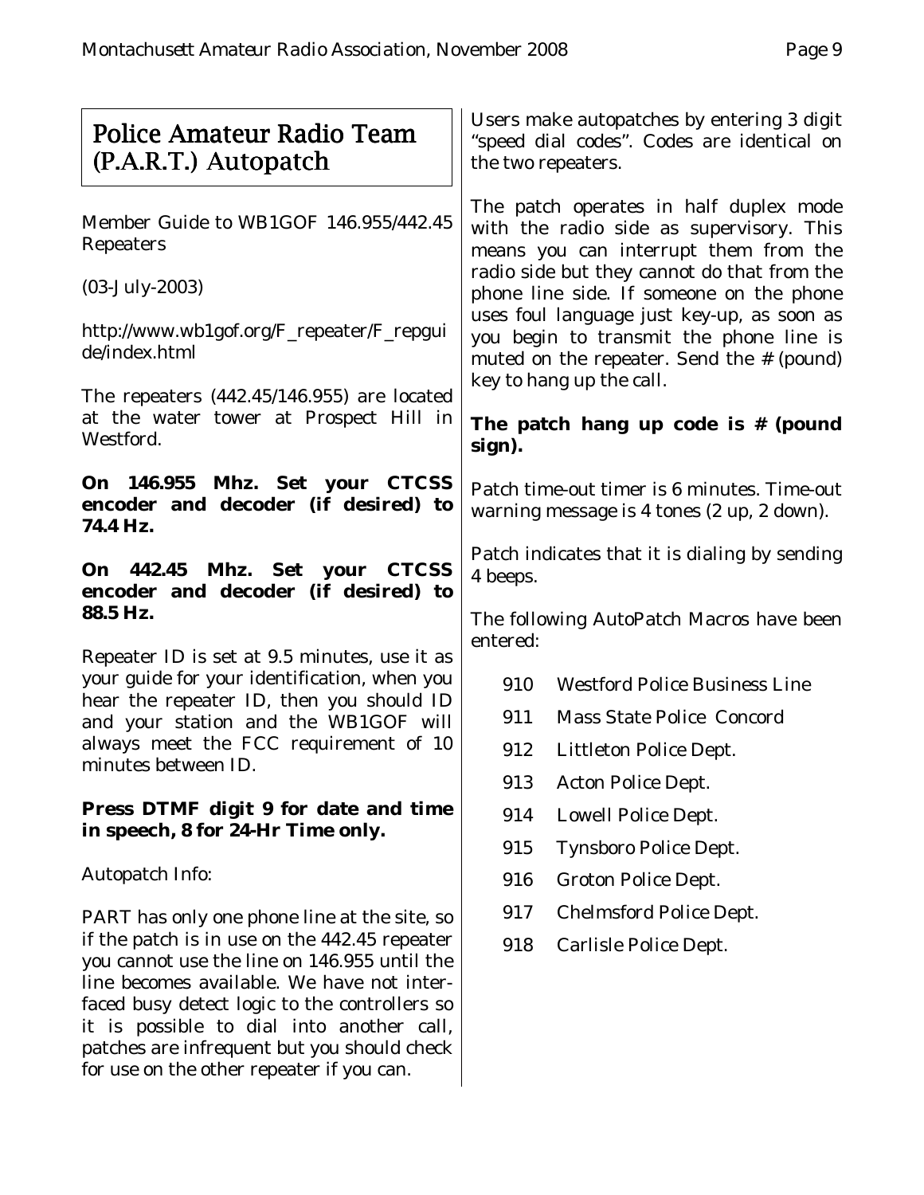# Police Amateur Radio Team (P.A.R.T.) Autopatch

Member Guide to WB1GOF 146.955/442.45 Repeaters

(03-July-2003)

http://www.wb1gof.org/F_repeater/F_repguide/index.html

The repeaters (442.45/146.955) are located at the water tower at Prospect Hill in Westford.

**On 146.955 Mhz. Set your CTCSS encoder and decoder (if desired) to 74.4 Hz.**

**On 442.45 Mhz. Set your CTCSS encoder and decoder (if desired) to 88.5 Hz.**

Repeater ID is set at 9.5 minutes, use it as your guide for your identification, when you hear the repeater ID, then you should ID and your station and the WB1GOF will always meet the FCC requirement of 10 minutes between ID.

**Press DTMF digit 9 for date and time in speech, 8 for 24-Hr Time only.**

Autopatch Info:

PART has only one phone line at the site, so if the patch is in use on the 442.45 repeater you cannot use the line on 146.955 until the line becomes available. We have not interfaced busy detect logic to the controllers so it is possible to dial into another call, patches are infrequent but you should check for use on the other repeater if you can.

Users make autopatches by entering 3 digit "speed dial codes". Codes are identical on the two repeaters.

The patch operates in half duplex mode with the radio side as supervisory. This means you can interrupt them from the radio side but they cannot do that from the phone line side. If someone on the phone uses foul language just key-up, as soon as you begin to transmit the phone line is muted on the repeater. Send the # (pound) key to hang up the call.

**The patch hang up code is # (pound sign).**

Patch time-out timer is 6 minutes. Time-out warning message is 4 tones (2 up, 2 down).

Patch indicates that it is dialing by sending 4 beeps.

The following AutoPatch Macros have been entered:

| | |
|---|---|
| 910 | Westford Police Business Line |
| 911 | Mass State Police Concord |
| 912 | Littleton Police Dept. |
| 913 | Acton Police Dept. |
| 914 | Lowell Police Dept. |
| 915 | Tynsboro Police Dept. |
| 916 | Groton Police Dept. |
| 917 | Chelmsford Police Dept. |
| 918 | Carlisle Police Dept. |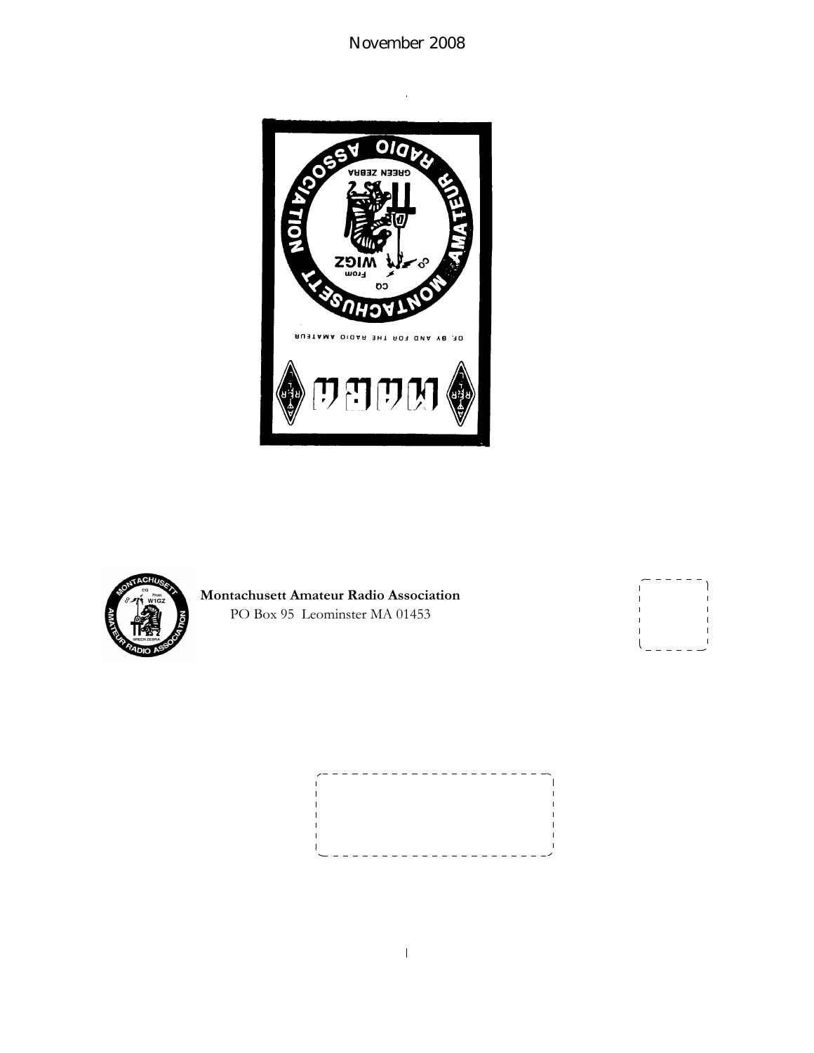Montachusett Amateur Radio Association

PO Box 95 Leominster MA 01453